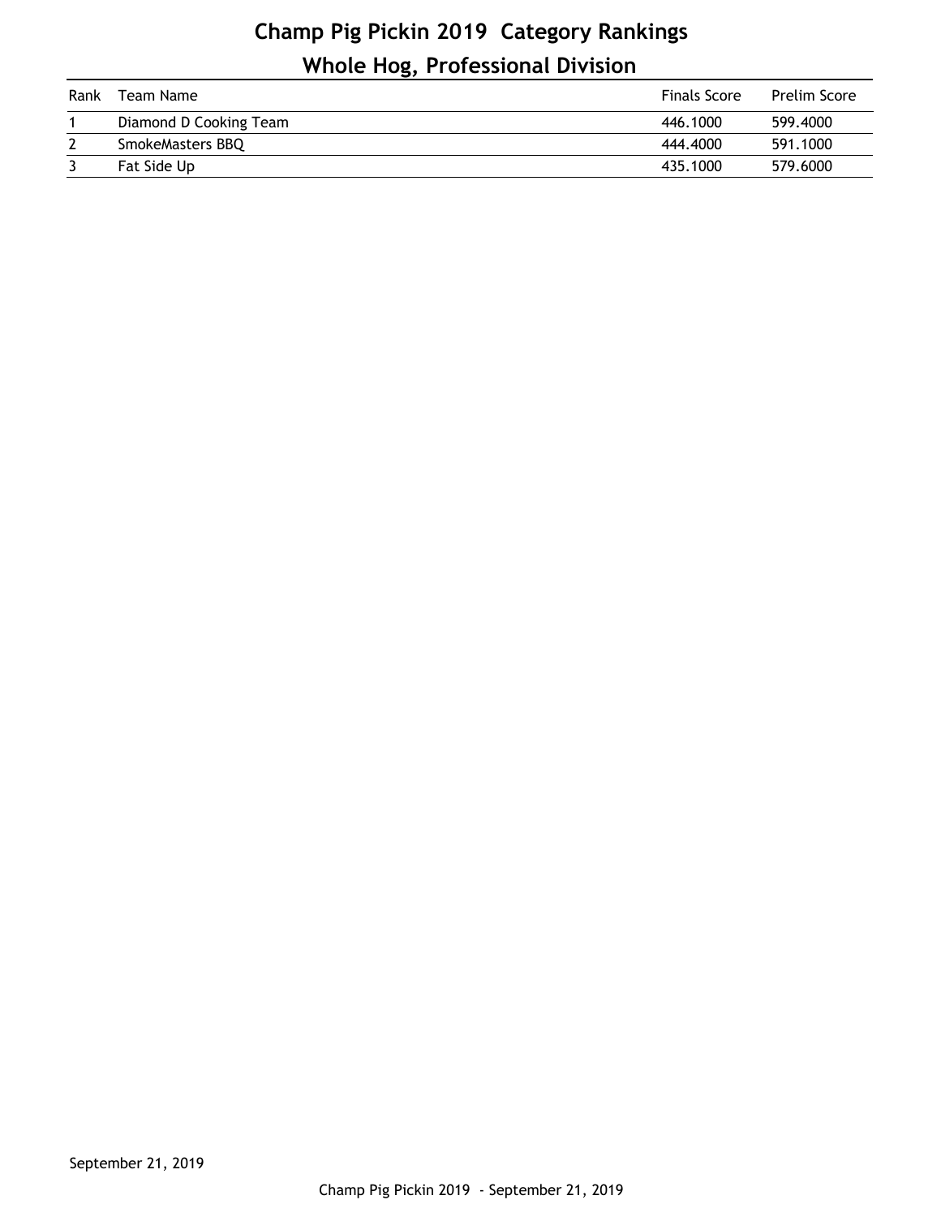# Champ Pig Pickin 2019 Category Rankings

## Whole Hog, Professional Division

| Rank | Team Name | Finals Score | Prelim Score |
|---|---|---|---|
| 1 | Diamond D Cooking Team | 446.1000 | 599.4000 |
| 2 | SmokeMasters BBQ | 444.4000 | 591.1000 |
| 3 | Fat Side Up | 435.1000 | 579.6000 |

September 21, 2019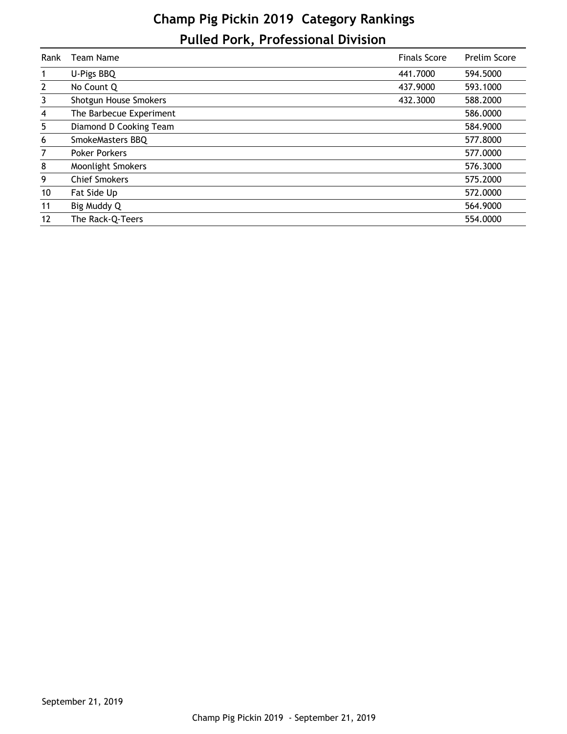# Champ Pig Pickin 2019 Category Rankings

## Pulled Pork, Professional Division

| Rank | Team Name | Finals Score | Prelim Score |
|---|---|---|---|
| 1 | U-Pigs BBQ | 441.7000 | 594.5000 |
| 2 | No Count Q | 437.9000 | 593.1000 |
| 3 | Shotgun House Smokers | 432.3000 | 588.2000 |
| 4 | The Barbecue Experiment | | 586.0000 |
| 5 | Diamond D Cooking Team | | 584.9000 |
| 6 | SmokeMasters BBQ | | 577.8000 |
| 7 | Poker Porkers | | 577.0000 |
| 8 | Moonlight Smokers | | 576.3000 |
| 9 | Chief Smokers | | 575.2000 |
| 10 | Fat Side Up | | 572.0000 |
| 11 | Big Muddy Q | | 564.9000 |
| 12 | The Rack-Q-Teers | | 554.0000 |

September 21, 2019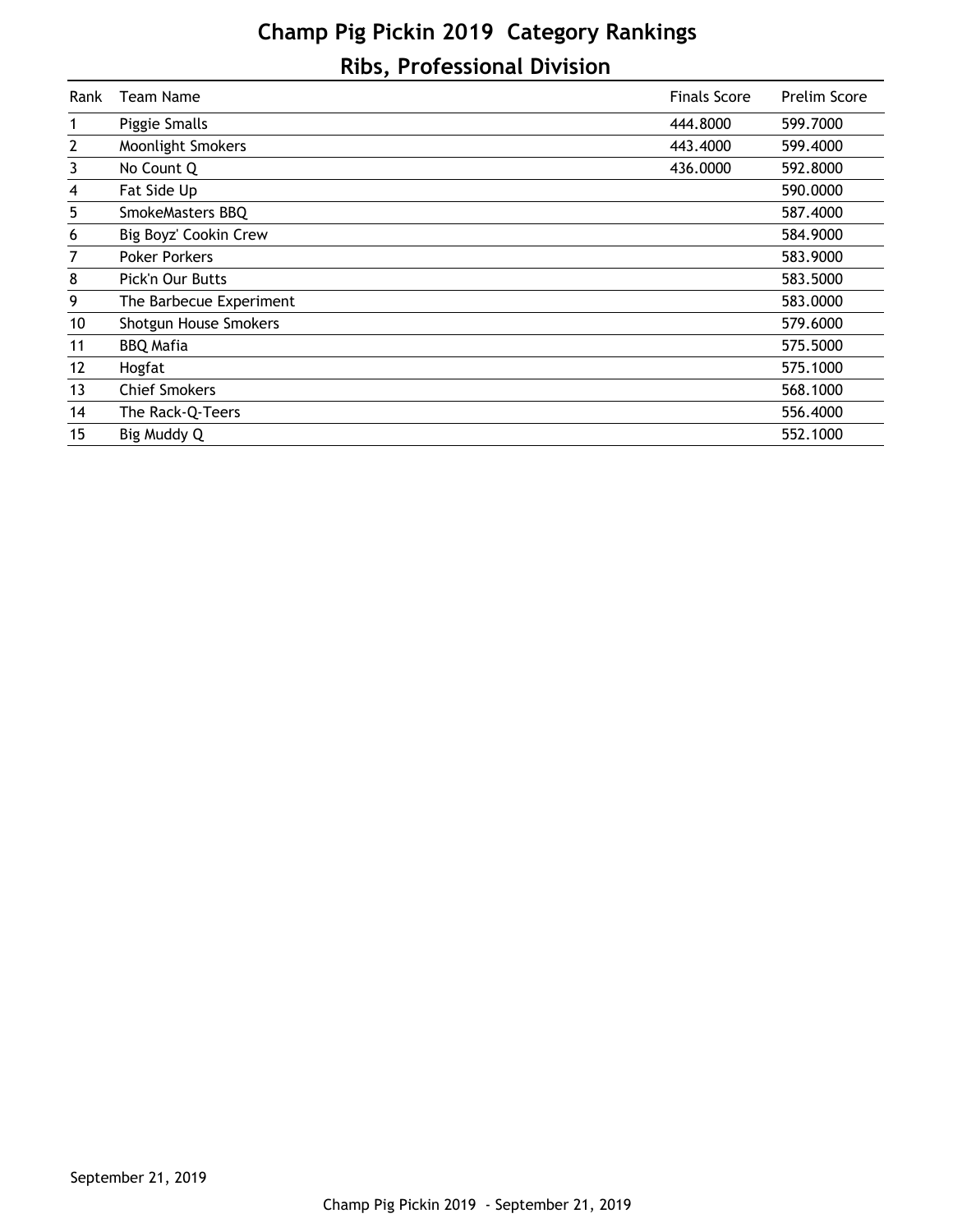# Champ Pig Pickin 2019 Category Rankings

## Ribs, Professional Division

| Rank | Team Name | Finals Score | Prelim Score |
|---|---|---|---|
| 1 | Piggie Smalls | 444.8000 | 599.7000 |
| 2 | Moonlight Smokers | 443.4000 | 599.4000 |
| 3 | No Count Q | 436.0000 | 592.8000 |
| 4 | Fat Side Up | | 590.0000 |
| 5 | SmokeMasters BBQ | | 587.4000 |
| 6 | Big Boyz' Cookin Crew | | 584.9000 |
| 7 | Poker Porkers | | 583.9000 |
| 8 | Pick'n Our Butts | | 583.5000 |
| 9 | The Barbecue Experiment | | 583.0000 |
| 10 | Shotgun House Smokers | | 579.6000 |
| 11 | BBQ Mafia | | 575.5000 |
| 12 | Hogfat | | 575.1000 |
| 13 | Chief Smokers | | 568.1000 |
| 14 | The Rack-Q-Teers | | 556.4000 |
| 15 | Big Muddy Q | | 552.1000 |

September 21, 2019